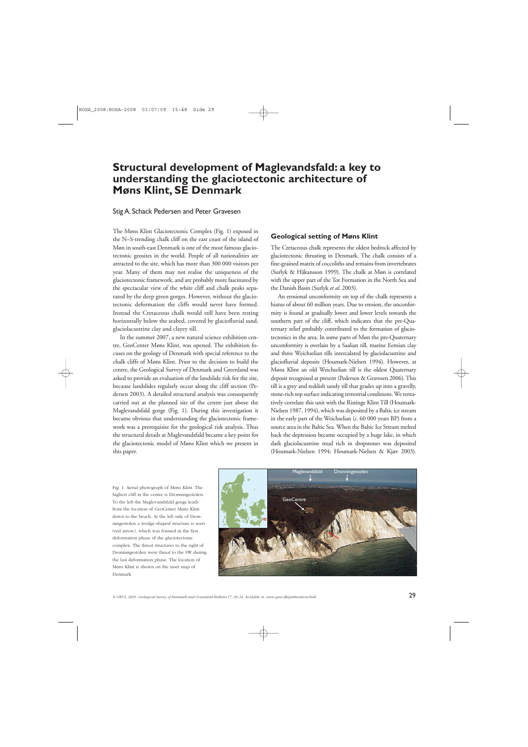# Structural development of Maglevandsfald: a key to understanding the glaciotectonic architecture of Møns Klint, SE Denmark

Stig A. Schack Pedersen and Peter Gravesen

The Møns Klint Glaciotectonic Complex (Fig. 1) exposed in the N–S-trending chalk cliff on the east coast of the island of Møn in south-east Denmark is one of the most famous glaciotectonic geosites in the world. People of all nationalities are attracted to the site, which has more than 300 000 visitors per year. Many of them may not realise the uniqueness of the glaciotectonic framework, and are probably more fascinated by the spectacular view of the white cliff and chalk peaks separated by the deep green gorges. However, without the glaciotectonic deformation the cliffs would never have formed. Instead the Cretaceous chalk would still have been resting horizontally below the seabed, covered by glaciofluvial sand, glaciolacustrine clay and clayey till.

In the summer 2007, a new natural science exhibition centre, GeoCenter Møns Klint, was opened. The exhibition focuses on the geology of Denmark with special reference to the chalk cliffs of Møns Klint. Prior to the decision to build the centre, the Geological Survey of Denmark and Greenland was asked to provide an evaluation of the landslide risk for the site, because landslides regularly occur along the cliff section (Pedersen 2003). A detailed structural analysis was consequently carried out at the planned site of the centre just above the Maglevandsfald gorge (Fig. 1). During this investigation it became obvious that understanding the glaciotectonic framework was a prerequisite for the geological risk analysis. Thus the structural details at Maglevandsfald became a key point for the glaciotectonic model of Møns Klint which we present in this paper.

## Geological setting of Møns Klint

The Cretaceous chalk represents the oldest bedrock affected by glaciotectonic thrusting in Denmark. The chalk consists of a fine-grained matrix of coccoliths and remains from invertebrates (Surlyk & Håkansson 1999). The chalk at Møn is correlated with the upper part of the Tor Formation in the North Sea and the Danish Basin (Surlyk *et al.* 2003).

An erosional unconformity on top of the chalk represents a hiatus of about 60 million years. Due to erosion, the unconformity is found at gradually lower and lower levels towards the southern part of the cliff, which indicates that the pre-Quaternary relief probably contributed to the formation of glaciotectonics in the area. In some parts of Møn the pre-Quaternary unconformity is overlain by a Saalian till, marine Eemian clay and three Weichselian tills intercalated by glaciolacustrine and glaciofluvial deposits (Houmark-Nielsen 1994). However, at Møns Klint an old Weichselian till is the oldest Quaternary deposit recognised at present (Pedersen & Gravesen 2006). This till is a grey and reddish sandy till that grades up into a gravelly, stone-rich top surface indicating terrestrial conditions. We tentatively correlate this unit with the Ristinge Klint Till (Houmark-Nielsen 1987, 1994), which was deposited by a Baltic ice stream in the early part of the Weichselian (*c.* 60 000 years BP) from a source area in the Baltic Sea. When the Baltic Ice Stream melted back the depression became occupied by a huge lake, in which dark glaciolacustrine mud rich in dropstones was deposited (Houmark-Nielsen 1994; Houmark-Nielsen & Kjær 2003).

Fig. 1. Aerial photograph of Møns Klint. The highest cliff in the centre is Dronningestolen. To the left the Maglevandsfald gorge leads from the location of GeoCenter Møns Klint down to the beach. At the left side of Dronningestolen a wedge-shaped structure is seen (red arrow), which was formed in the first deformation phase of the glaciotectonic complex. The thrust structures to the right of Dronningestolen were thrust to the SW during the last deformation phase. The location of Møns Klint is shown on the inset map of Denmark.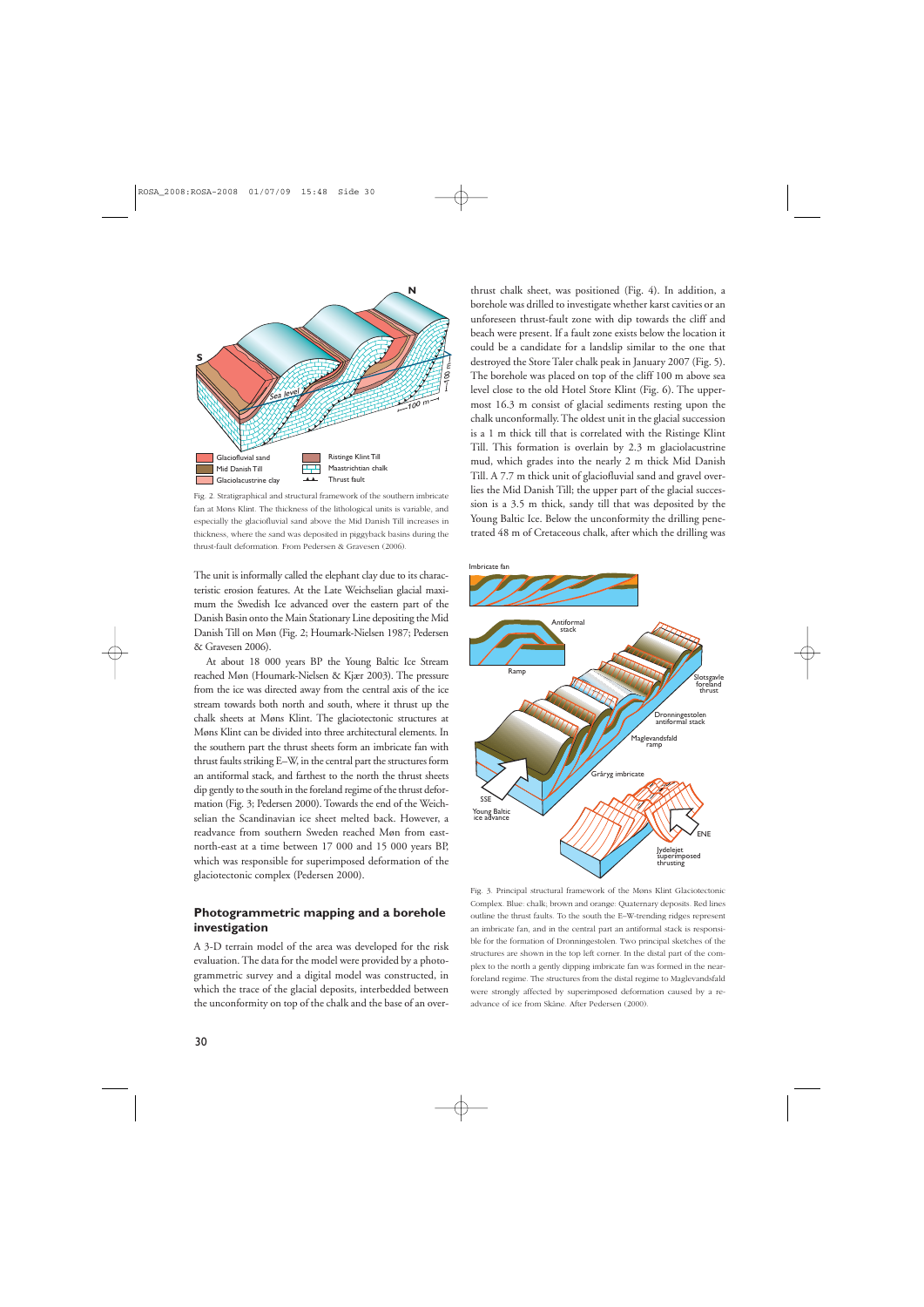Fig. 2. Stratigraphical and structural framework of the southern imbricate fan at Møns Klint. The thickness of the lithological units is variable, and especially the glaciofluvial sand above the Mid Danish Till increases in thickness, where the sand was deposited in piggyback basins during the thrust-fault deformation. From Pedersen & Gravesen (2006).

The unit is informally called the elephant clay due to its characteristic erosion features. At the Late Weichselian glacial maximum the Swedish Ice advanced over the eastern part of the Danish Basin onto the Main Stationary Line depositing the Mid Danish Till on Møn (Fig. 2; Houmark-Nielsen 1987; Pedersen & Gravesen 2006).

At about 18 000 years BP the Young Baltic Ice Stream reached Møn (Houmark-Nielsen & Kjær 2003). The pressure from the ice was directed away from the central axis of the ice stream towards both north and south, where it thrust up the chalk sheets at Møns Klint. The glaciotectonic structures at Møns Klint can be divided into three architectural elements. In the southern part the thrust sheets form an imbricate fan with thrust faults striking E–W, in the central part the structures form an antiformal stack, and farthest to the north the thrust sheets dip gently to the south in the foreland regime of the thrust deformation (Fig. 3; Pedersen 2000). Towards the end of the Weichselian the Scandinavian ice sheet melted back. However, a readvance from southern Sweden reached Møn from east-north-east at a time between 17 000 and 15 000 years BP, which was responsible for superimposed deformation of the glaciotectonic complex (Pedersen 2000).

## Photogrammetric mapping and a borehole investigation

A 3-D terrain model of the area was developed for the risk evaluation. The data for the model were provided by a photogrammetric survey and a digital model was constructed, in which the trace of the glacial deposits, interbedded between the unconformity on top of the chalk and the base of an overthrust chalk sheet, was positioned (Fig. 4). In addition, a borehole was drilled to investigate whether karst cavities or an unforeseen thrust-fault zone with dip towards the cliff and beach were present. If a fault zone exists below the location it could be a candidate for a landslip similar to the one that destroyed the Store Taler chalk peak in January 2007 (Fig. 5). The borehole was placed on top of the cliff 100 m above sea level close to the old Hotel Store Klint (Fig. 6). The uppermost 16.3 m consist of glacial sediments resting upon the chalk unconformably. The oldest unit in the glacial succession is a 1 m thick till that is correlated with the Ristinge Klint Till. This formation is overlain by 2.3 m glaciolacustrine mud, which grades into the nearly 2 m thick Mid Danish Till. A 7.7 m thick unit of glaciofluvial sand and gravel overlies the Mid Danish Till; the upper part of the glacial succession is a 3.5 m thick, sandy till that was deposited by the Young Baltic Ice. Below the unconformity the drilling penetrated 48 m of Cretaceous chalk, after which the drilling was

Fig. 3. Principal structural framework of the Møns Klint Glaciotectonic Complex. Blue: chalk; brown and orange: Quaternary deposits. Red lines outline the thrust faults. To the south the E–W-trending ridges represent an imbricate fan, and in the central part an antiformal stack is responsible for the formation of Dronningestolen. Two principal sketches of the structures are shown in the top left corner. In the distal part of the complex to the north a gently dipping imbricate fan was formed in the near-foreland regime. The structures from the distal regime to Maglevandsfald were strongly affected by superimposed deformation caused by a re-advance of ice from Skåne. After Pedersen (2000).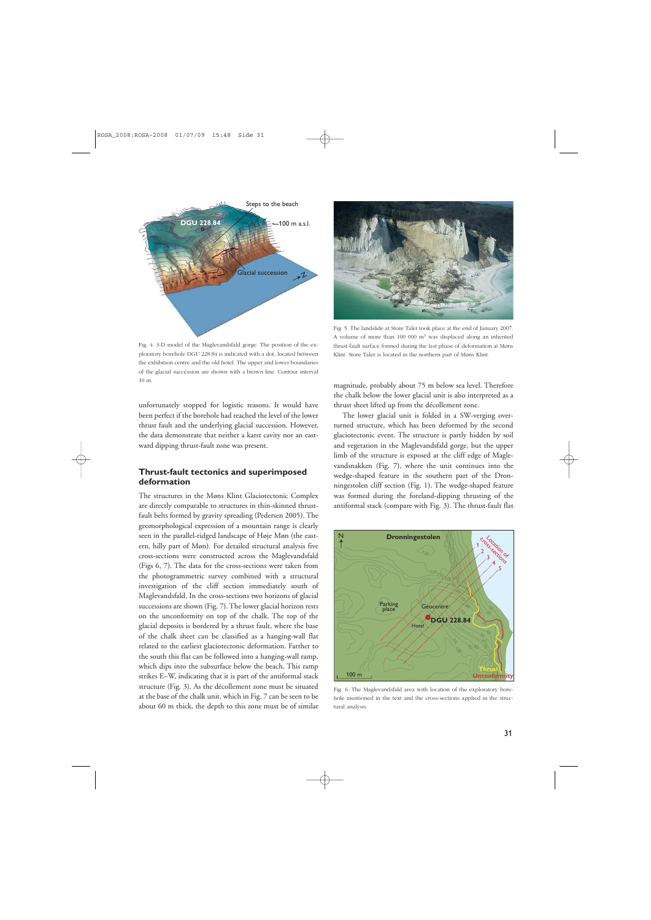Fig. 4. 3-D model of the Maglevandsfald gorge. The position of the exploratory borehole DGU 228.84 is indicated with a dot, located between the exhibition centre and the old hotel. The upper and lower boundaries of the glacial succession are shown with a brown line. Contour interval 10 m.

Fig. 5. The landslide at Store Taler took place at the end of January 2007. A volume of more than 100 000 $m^3$ was displaced along an inherited thrust-fault surface formed during the last phase of deformation at Møns Klint. Store Taler is located in the northern part of Møns Klint.

unfortunately stopped for logistic reasons. It would have been perfect if the borehole had reached the level of the lower thrust fault and the underlying glacial succession. However, the data demonstrate that neither a karst cavity nor an eastward dipping thrust-fault zone was present.

## Thrust-fault tectonics and superimposed deformation

The structures in the Møns Klint Glaciotectonic Complex are directly comparable to structures in thin-skinned thrust-fault belts formed by gravity spreading (Pedersen 2005). The geomorphological expression of a mountain range is clearly seen in the parallel-ridged landscape of Høje Møn (the eastern, hilly part of Møn). For detailed structural analysis five cross-sections were constructed across the Maglevandsfald (Figs 6, 7). The data for the cross-sections were taken from the photogrammetric survey combined with a structural investigation of the cliff section immediately south of Maglevandsfald. In the cross-sections two horizons of glacial successions are shown (Fig. 7). The lower glacial horizon rests on the unconformity on top of the chalk. The top of the glacial deposits is bordered by a thrust fault, where the base of the chalk sheet can be classified as a hanging-wall flat related to the earliest glaciotectonic deformation. Farther to the south this flat can be followed into a hanging-wall ramp, which dips into the subsurface below the beach. This ramp strikes E–W, indicating that it is part of the antiformal stack structure (Fig. 3). As the décollement zone must be situated at the base of the chalk unit, which in Fig. 7 can be seen to be about 60 m thick, the depth to this zone must be of similar magnitude, probably about 75 m below sea level. Therefore the chalk below the lower glacial unit is also interpreted as a thrust sheet lifted up from the décollement zone.

The lower glacial unit is folded in a SW-verging overturned structure, which has been deformed by the second glaciotectonic event. The structure is partly hidden by soil and vegetation in the Maglevandsfald gorge, but the upper limb of the structure is exposed at the cliff edge of Maglevandsnakken (Fig. 7), where the unit continues into the wedge-shaped feature in the southern part of the Dronningestolen cliff section (Fig. 1). The wedge-shaped feature was formed during the foreland-dipping thrusting of the antiformal stack (compare with Fig. 3). The thrust-fault flat

Fig. 6. The Maglevandsfald area with location of the exploratory borehole mentioned in the text and the cross-sections applied in the structural analysis.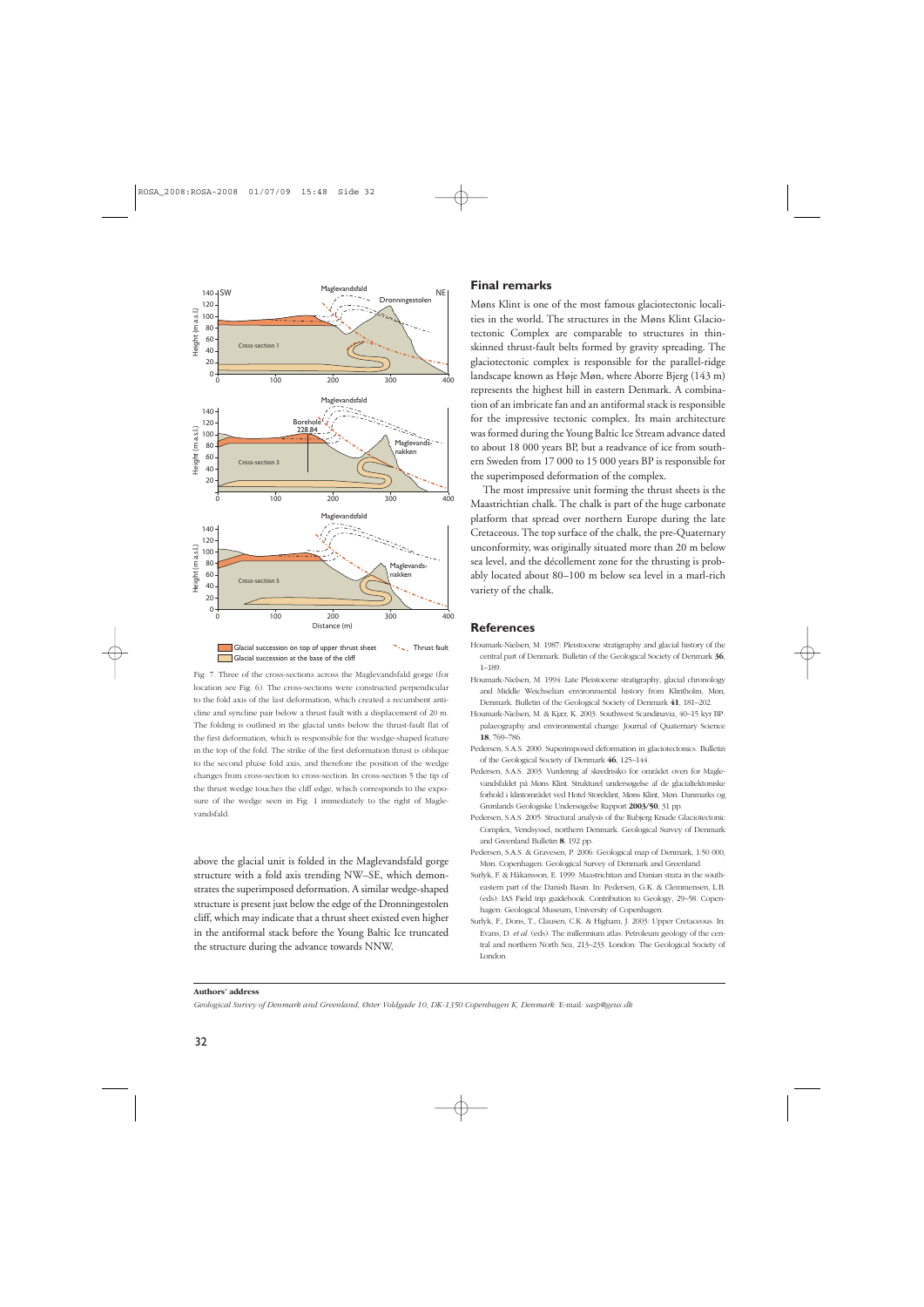140 SW
Maglevandsfald
NE
Dronningestolen
120
100
80
60
40
20
0
Height (m a.s.l.)
Cross-section 1
0 100 200 300 400

Maglevandsfald
140
120
100
80
60
40
20
Height (m a.s.l.)
Borehole
228.84
Maglevands-
nakken
Cross-section 3
0 100 200 300 400

Maglevandsfald
140
120
100
80
60
40
20
0
Height (m a.s.l.)
Maglevands-
nakken
Cross-section 5
0 100 200 300 400
Distance (m)

Glacial succession on top of upper thrust sheet
Glacial succession at the base of the cliff
Thrust fault

Fig. 7. Three of the cross-sections across the Maglevandsfald gorge (for location see Fig. 6). The cross-sections were constructed perpendicular to the fold axis of the last deformation, which created a recumbent anticline and syncline pair below a thrust fault with a displacement of 20 m. The folding is outlined in the glacial units below the thrust-fault flat of the first deformation, which is responsible for the wedge-shaped feature in the top of the fold. The strike of the first deformation thrust is oblique to the second phase fold axis, and therefore the position of the wedge changes from cross-section to cross-section. In cross-section 5 the tip of the thrust wedge touches the cliff edge, which corresponds to the exposure of the wedge seen in Fig. 1 immediately to the right of Maglevandsfald.

above the glacial unit is folded in the Maglevandsfald gorge structure with a fold axis trending NW–SE, which demonstrates the superimposed deformation. A similar wedge-shaped structure is present just below the edge of the Dronningestolen cliff, which may indicate that a thrust sheet existed even higher in the antiformal stack before the Young Baltic Ice truncated the structure during the advance towards NNW.

## Final remarks

Møns Klint is one of the most famous glaciotectonic localities in the world. The structures in the Møns Klint Glaciotectonic Complex are comparable to structures in thin-skinned thrust-fault belts formed by gravity spreading. The glaciotectonic complex is responsible for the parallel-ridge landscape known as Høje Møn, where Aborre Bjerg (143 m) represents the highest hill in eastern Denmark. A combination of an imbricate fan and an antiformal stack is responsible for the impressive tectonic complex. Its main architecture was formed during the Young Baltic Ice Stream advance dated to about 18 000 years BP, but a readvance of ice from southern Sweden from 17 000 to 15 000 years BP is responsible for the superimposed deformation of the complex.

The most impressive unit forming the thrust sheets is the Maastrichtian chalk. The chalk is part of the huge carbonate platform that spread over northern Europe during the late Cretaceous. The top surface of the chalk, the pre-Quaternary unconformity, was originally situated more than 20 m below sea level, and the décollement zone for the thrusting is probably located about 80–100 m below sea level in a marl-rich variety of the chalk.

## References

Houmark-Nielsen, M. 1987: Pleistocene stratigraphy and glacial history of the central part of Denmark. Bulletin of the Geological Society of Denmark **36**, 1–189.

Houmark-Nielsen, M. 1994: Late Pleistocene stratigraphy, glacial chronology and Middle Weichselian environmental history from Klintholm, Møn, Denmark. Bulletin of the Geological Society of Denmark **41**, 181–202.

Houmark-Nielsen, M. & Kjær, K. 2003: Southwest Scandinavia, 40–15 kyr BP: palaeography and environmental change. Journal of Quaternary Science **18**, 769–786.

Pedersen, S.A.S. 2000: Superimposed deformation in glaciotectonics. Bulletin of the Geological Society of Denmark **46**, 125–144.

Pedersen, S.A.S. 2003: Vurdering af skredrisiko for området oven for Maglevandsfaldet på Møns Klint. Strukturel undersøgelse af de glacialtektoniske forhold i klintområdet ved Hotel Store­klint, Møns Klint, Møn. Danmarks og Grønlands Geologiske Undersøgelse Rapport **2003/50**, 31 pp.

Pedersen, S.A.S. 2005: Structural analysis of the Rubjerg Knude Glaciotectonic Complex, Vendsyssel, northern Denmark. Geological Survey of Denmark and Greenland Bulletin **8**, 192 pp.

Pedersen, S.A.S. & Gravesen, P. 2006: Geological map of Denmark, 1:50 000, Møn. Copenhagen: Geological Survey of Denmark and Greenland.

Surlyk, F. & Håkansson, E. 1999: Maastrichtian and Danian strata in the southeastern part of the Danish Basin. In: Pedersen, G.K. & Clemmensen, L.B. (eds): IAS Field trip guidebook. Contribution to Geology, 29–58. Copenhagen: Geological Museum, University of Copenhagen.

Surlyk, F., Dons, T., Clausen, C.K. & Higham, J. 2003: Upper Cretaceous. In: Evans, D. *et al.* (eds): The millennium atlas: Petroleum geology of the central and northern North Sea, 213–233. London: The Geological Society of London.

**Authors' address**

*Geological Survey of Denmark and Greenland, Øster Voldgade 10, DK-1350 Copenhagen K, Denmark.* E-mail: *sasp@geus.dk*